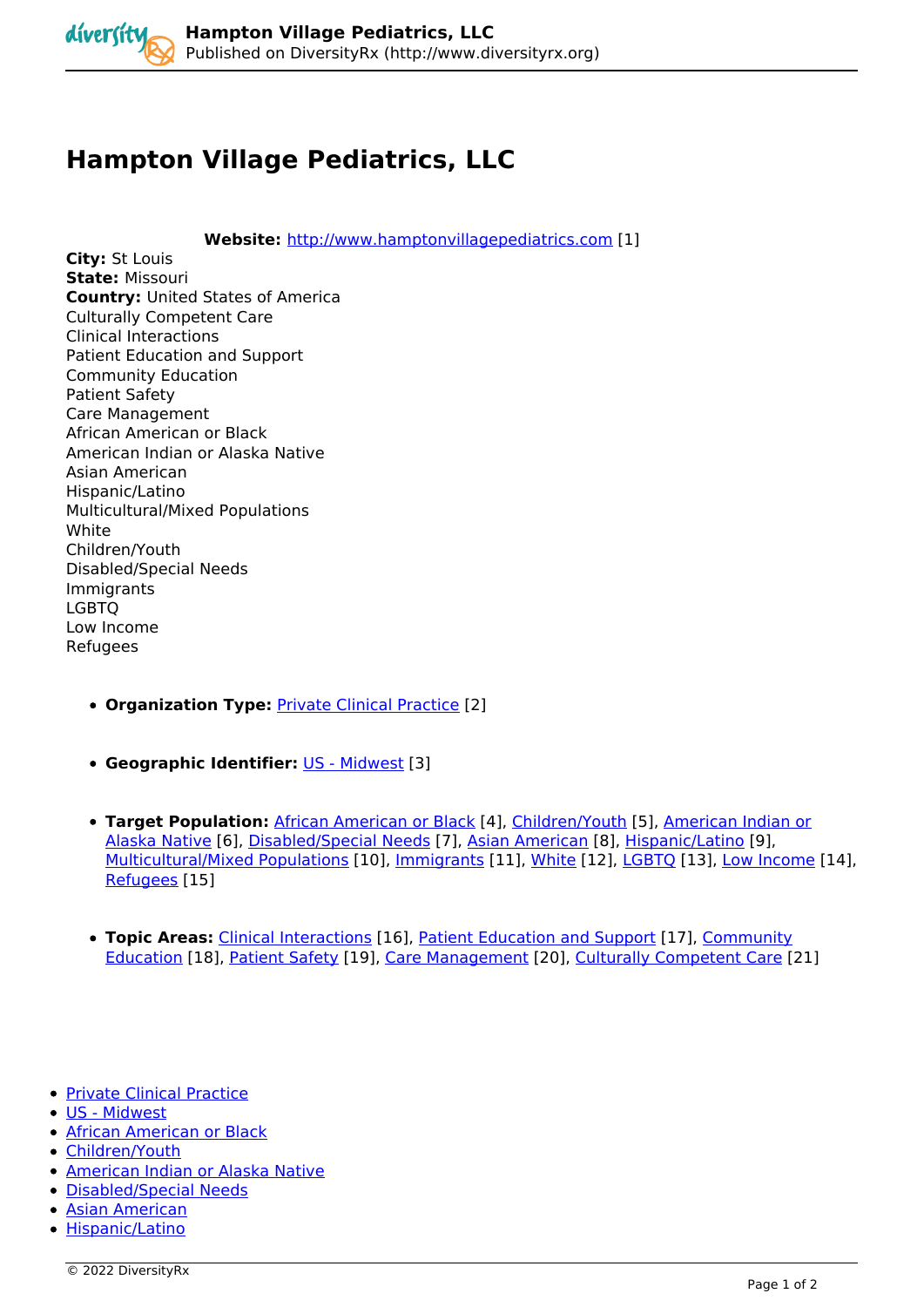# Hampton Village Pediatrics, LLC

**Website:** http://www.hamptonvillagepediatrics.com [1]

**City:** St Louis
**State:** Missouri
**Country:** United States of America
Culturally Competent Care
Clinical Interactions
Patient Education and Support
Community Education
Patient Safety
Care Management
African American or Black
American Indian or Alaska Native
Asian American
Hispanic/Latino
Multicultural/Mixed Populations
White
Children/Youth
Disabled/Special Needs
Immigrants
LGBTQ
Low Income
Refugees

- **Organization Type:** Private Clinical Practice [2]
- **Geographic Identifier:** US - Midwest [3]
- **Target Population:** African American or Black [4], Children/Youth [5], American Indian or Alaska Native [6], Disabled/Special Needs [7], Asian American [8], Hispanic/Latino [9], Multicultural/Mixed Populations [10], Immigrants [11], White [12], LGBTQ [13], Low Income [14], Refugees [15]
- **Topic Areas:** Clinical Interactions [16], Patient Education and Support [17], Community Education [18], Patient Safety [19], Care Management [20], Culturally Competent Care [21]

- Private Clinical Practice
- US - Midwest
- African American or Black
- Children/Youth
- American Indian or Alaska Native
- Disabled/Special Needs
- Asian American
- Hispanic/Latino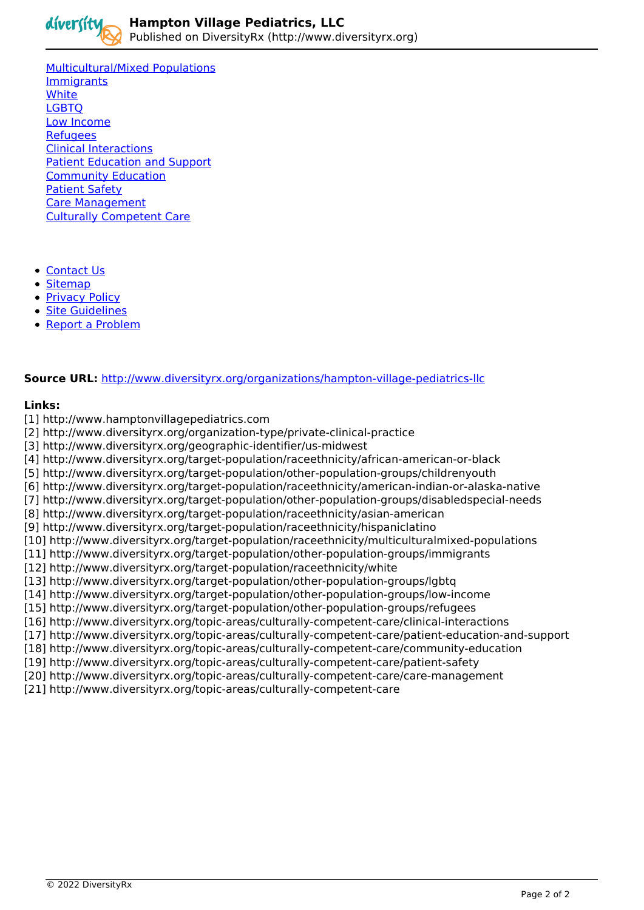Multicultural/Mixed Populations
Immigrants
White
LGBTQ
Low Income
Refugees
Clinical Interactions
Patient Education and Support
Community Education
Patient Safety
Care Management
Culturally Competent Care

- Contact Us
- Sitemap
- Privacy Policy
- Site Guidelines
- Report a Problem

**Source URL:** http://www.diversityrx.org/organizations/hampton-village-pediatrics-llc

**Links:**
[1] http://www.hamptonvillagepediatrics.com
[2] http://www.diversityrx.org/organization-type/private-clinical-practice
[3] http://www.diversityrx.org/geographic-identifier/us-midwest
[4] http://www.diversityrx.org/target-population/raceethnicity/african-american-or-black
[5] http://www.diversityrx.org/target-population/other-population-groups/childrenyouth
[6] http://www.diversityrx.org/target-population/raceethnicity/american-indian-or-alaska-native
[7] http://www.diversityrx.org/target-population/other-population-groups/disabledspecial-needs
[8] http://www.diversityrx.org/target-population/raceethnicity/asian-american
[9] http://www.diversityrx.org/target-population/raceethnicity/hispaniclatino
[10] http://www.diversityrx.org/target-population/raceethnicity/multiculturalmixed-populations
[11] http://www.diversityrx.org/target-population/other-population-groups/immigrants
[12] http://www.diversityrx.org/target-population/raceethnicity/white
[13] http://www.diversityrx.org/target-population/other-population-groups/lgbtq
[14] http://www.diversityrx.org/target-population/other-population-groups/low-income
[15] http://www.diversityrx.org/target-population/other-population-groups/refugees
[16] http://www.diversityrx.org/topic-areas/culturally-competent-care/clinical-interactions
[17] http://www.diversityrx.org/topic-areas/culturally-competent-care/patient-education-and-support
[18] http://www.diversityrx.org/topic-areas/culturally-competent-care/community-education
[19] http://www.diversityrx.org/topic-areas/culturally-competent-care/patient-safety
[20] http://www.diversityrx.org/topic-areas/culturally-competent-care/care-management
[21] http://www.diversityrx.org/topic-areas/culturally-competent-care